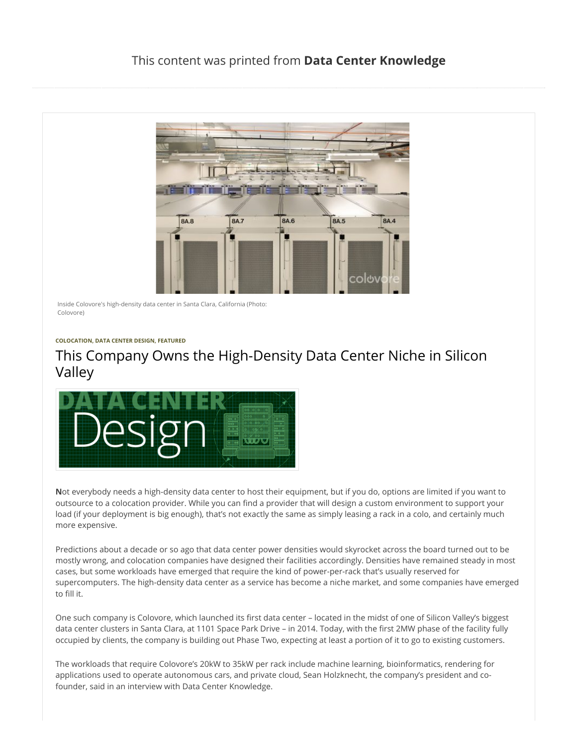This content was printed from **Data Center Knowledge**

Inside Colovore's high-density data center in Santa Clara, California (Photo: Colovore)

**COLOCATION, DATA CENTER DESIGN, FEATURED**

# This Company Owns the High-Density Data Center Niche in Silicon Valley

**N**ot everybody needs a high-density data center to host their equipment, but if you do, options are limited if you want to outsource to a colocation provider. While you can find a provider that will design a custom environment to support your load (if your deployment is big enough), that's not exactly the same as simply leasing a rack in a colo, and certainly much more expensive.

Predictions about a decade or so ago that data center power densities would skyrocket across the board turned out to be mostly wrong, and colocation companies have designed their facilities accordingly. Densities have remained steady in most cases, but some workloads have emerged that require the kind of power-per-rack that's usually reserved for supercomputers. The high-density data center as a service has become a niche market, and some companies have emerged to fill it.

One such company is Colovore, which launched its first data center – located in the midst of one of Silicon Valley's biggest data center clusters in Santa Clara, at 1101 Space Park Drive – in 2014. Today, with the first 2MW phase of the facility fully occupied by clients, the company is building out Phase Two, expecting at least a portion of it to go to existing customers.

The workloads that require Colovore's 20kW to 35kW per rack include machine learning, bioinformatics, rendering for applications used to operate autonomous cars, and private cloud, Sean Holzknecht, the company's president and co-founder, said in an interview with Data Center Knowledge.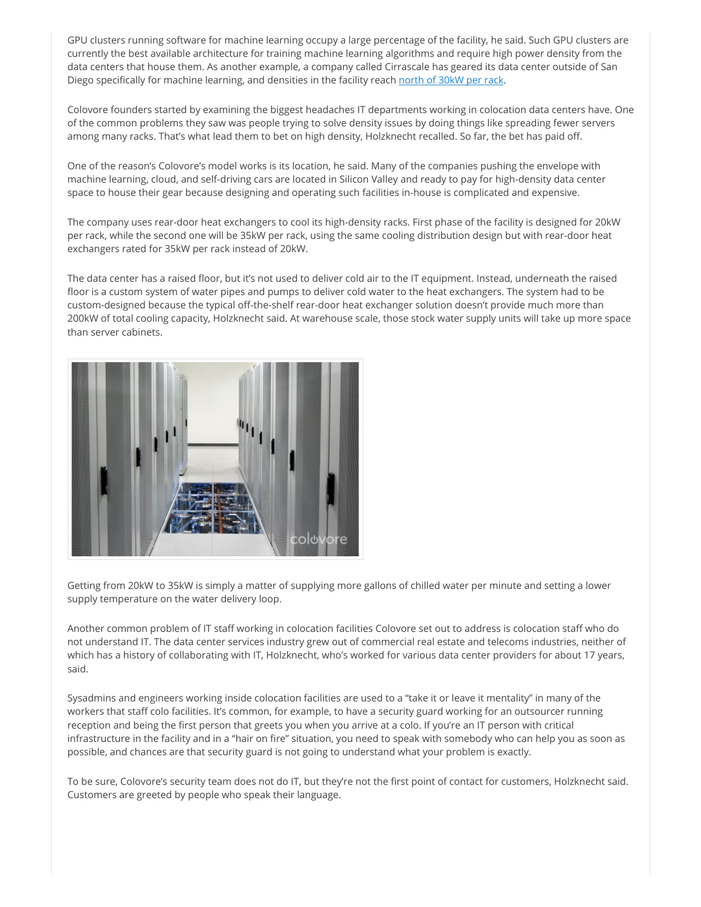GPU clusters running software for machine learning occupy a large percentage of the facility, he said. Such GPU clusters are currently the best available architecture for training machine learning algorithms and require high power density from the data centers that house them. As another example, a company called Cirrascale has geared its data center outside of San Diego specifically for machine learning, and densities in the facility reach [north of 30kW per rack](#).

Colovore founders started by examining the biggest headaches IT departments working in colocation data centers have. One of the common problems they saw was people trying to solve density issues by doing things like spreading fewer servers among many racks. That's what lead them to bet on high density, Holzknecht recalled. So far, the bet has paid off.

One of the reason's Colovore's model works is its location, he said. Many of the companies pushing the envelope with machine learning, cloud, and self-driving cars are located in Silicon Valley and ready to pay for high-density data center space to house their gear because designing and operating such facilities in-house is complicated and expensive.

The company uses rear-door heat exchangers to cool its high-density racks. First phase of the facility is designed for 20kW per rack, while the second one will be 35kW per rack, using the same cooling distribution design but with rear-door heat exchangers rated for 35kW per rack instead of 20kW.

The data center has a raised floor, but it's not used to deliver cold air to the IT equipment. Instead, underneath the raised floor is a custom system of water pipes and pumps to deliver cold water to the heat exchangers. The system had to be custom-designed because the typical off-the-shelf rear-door heat exchanger solution doesn't provide much more than 200kW of total cooling capacity, Holzknecht said. At warehouse scale, those stock water supply units will take up more space than server cabinets.

Getting from 20kW to 35kW is simply a matter of supplying more gallons of chilled water per minute and setting a lower supply temperature on the water delivery loop.

Another common problem of IT staff working in colocation facilities Colovore set out to address is colocation staff who do not understand IT. The data center services industry grew out of commercial real estate and telecoms industries, neither of which has a history of collaborating with IT, Holzknecht, who's worked for various data center providers for about 17 years, said.

Sysadmins and engineers working inside colocation facilities are used to a "take it or leave it mentality" in many of the workers that staff colo facilities. It's common, for example, to have a security guard working for an outsourcer running reception and being the first person that greets you when you arrive at a colo. If you're an IT person with critical infrastructure in the facility and in a "hair on fire" situation, you need to speak with somebody who can help you as soon as possible, and chances are that security guard is not going to understand what your problem is exactly.

To be sure, Colovore's security team does not do IT, but they're not the first point of contact for customers, Holzknecht said. Customers are greeted by people who speak their language.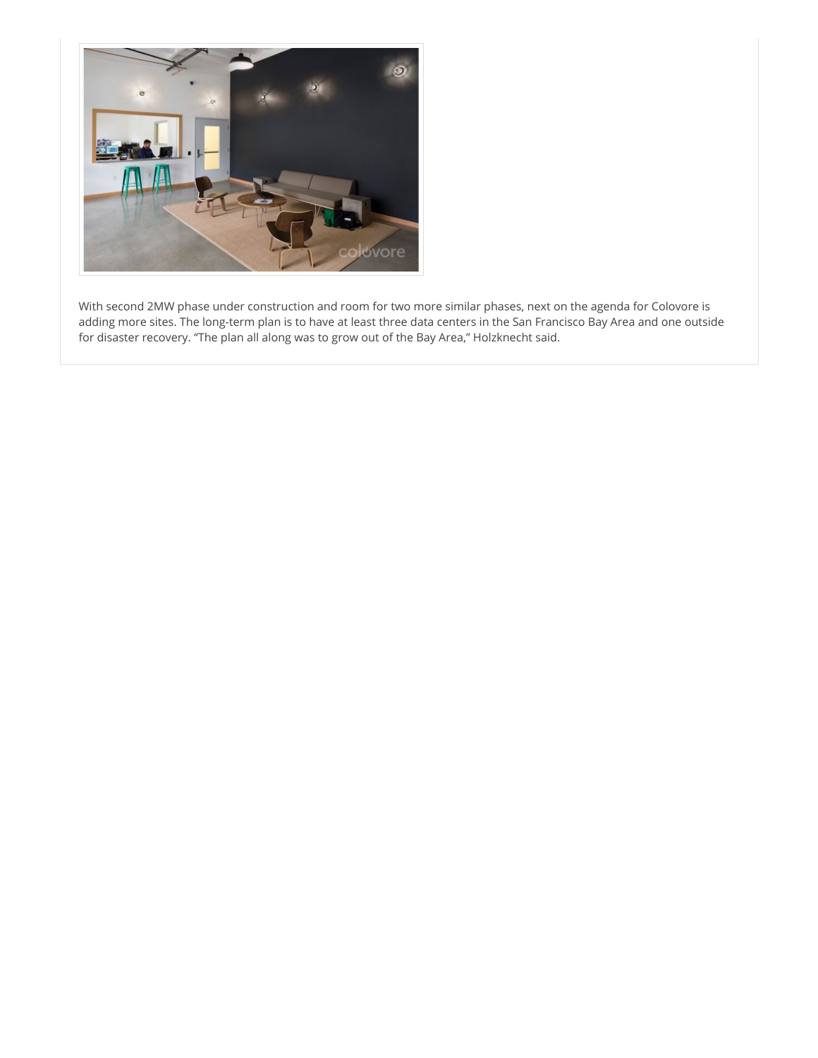With second 2MW phase under construction and room for two more similar phases, next on the agenda for Colovore is adding more sites. The long-term plan is to have at least three data centers in the San Francisco Bay Area and one outside for disaster recovery. “The plan all along was to grow out of the Bay Area,” Holzknecht said.